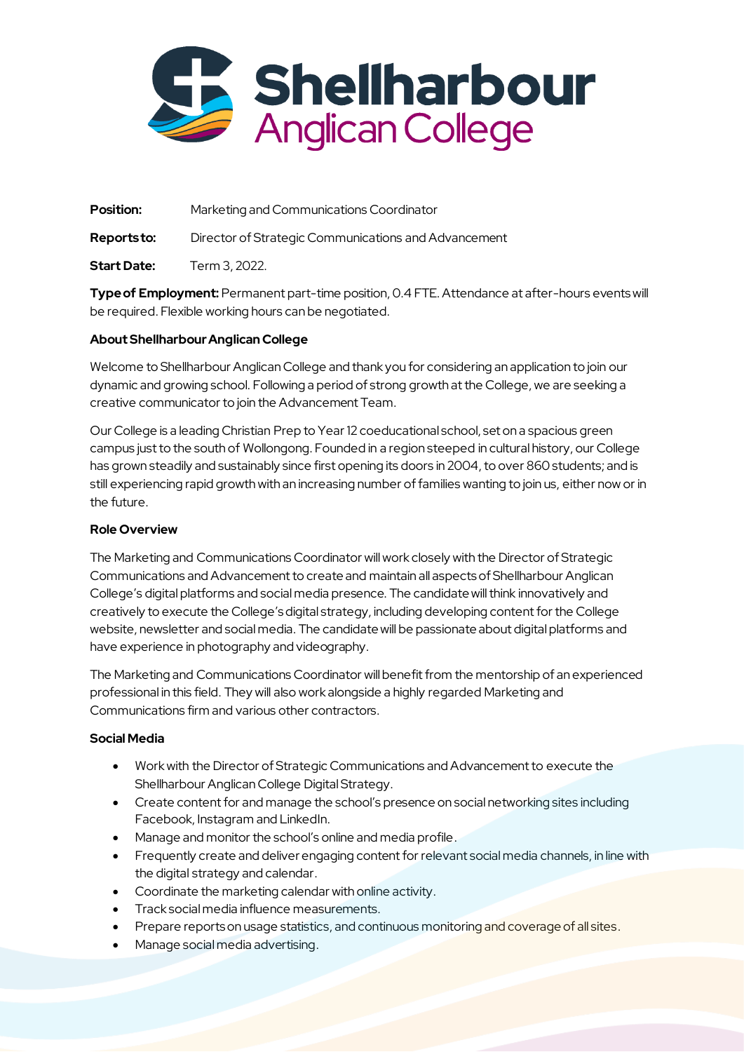# Shellharbour Anglican College

**Position:** Marketing and Communications Coordinator

**Reports to:** Director of Strategic Communications and Advancement

**Start Date:** Term 3, 2022.

**Type of Employment:** Permanent part-time position, 0.4 FTE. Attendance at after-hours events will be required. Flexible working hours can be negotiated.

**About Shellharbour Anglican College**

Welcome to Shellharbour Anglican College and thank you for considering an application to join our dynamic and growing school. Following a period of strong growth at the College, we are seeking a creative communicator to join the Advancement Team.

Our College is a leading Christian Prep to Year 12 coeducational school, set on a spacious green campus just to the south of Wollongong. Founded in a region steeped in cultural history, our College has grown steadily and sustainably since first opening its doors in 2004, to over 860 students; and is still experiencing rapid growth with an increasing number of families wanting to join us, either now or in the future.

**Role Overview**

The Marketing and Communications Coordinator will work closely with the Director of Strategic Communications and Advancement to create and maintain all aspects of Shellharbour Anglican College's digital platforms and social media presence. The candidate will think innovatively and creatively to execute the College's digital strategy, including developing content for the College website, newsletter and social media. The candidate will be passionate about digital platforms and have experience in photography and videography.

The Marketing and Communications Coordinator will benefit from the mentorship of an experienced professional in this field. They will also work alongside a highly regarded Marketing and Communications firm and various other contractors.

**Social Media**

- Work with the Director of Strategic Communications and Advancement to execute the Shellharbour Anglican College Digital Strategy.
- Create content for and manage the school's presence on social networking sites including Facebook, Instagram and LinkedIn.
- Manage and monitor the school's online and media profile.
- Frequently create and deliver engaging content for relevant social media channels, in line with the digital strategy and calendar.
- Coordinate the marketing calendar with online activity.
- Track social media influence measurements.
- Prepare reports on usage statistics, and continuous monitoring and coverage of all sites.
- Manage social media advertising.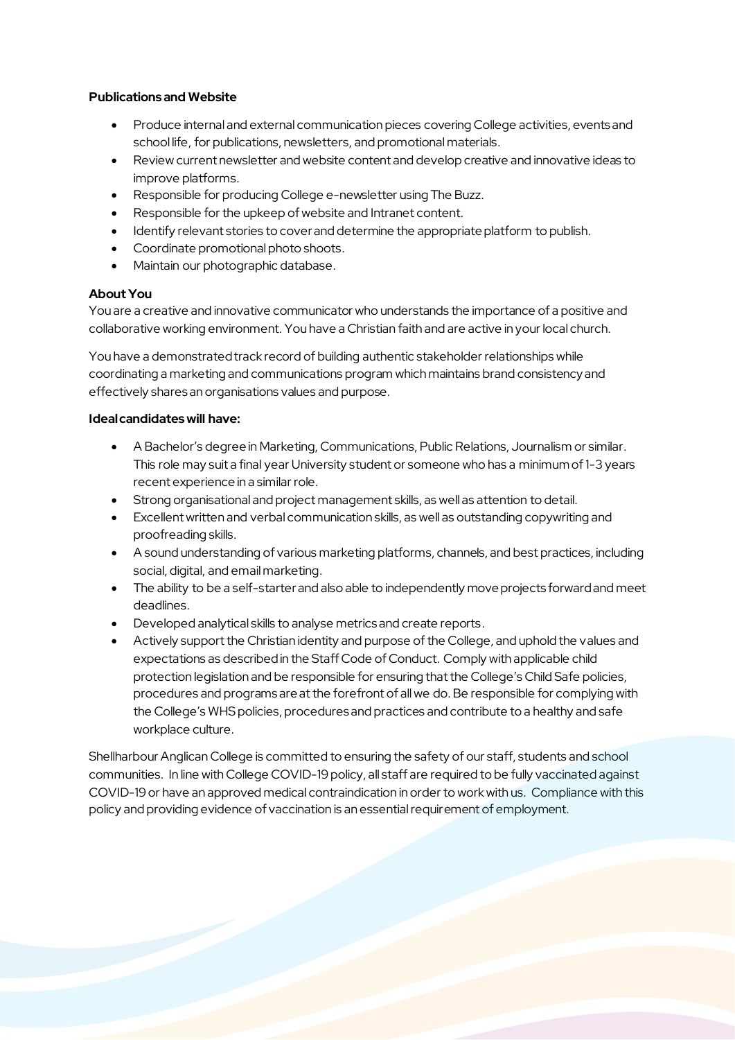**Publications and Website**

- Produce internal and external communication pieces covering College activities, events and school life, for publications, newsletters, and promotional materials.
- Review current newsletter and website content and develop creative and innovative ideas to improve platforms.
- Responsible for producing College e-newsletter using The Buzz.
- Responsible for the upkeep of website and Intranet content.
- Identify relevant stories to cover and determine the appropriate platform to publish.
- Coordinate promotional photo shoots.
- Maintain our photographic database.

**About You**

You are a creative and innovative communicator who understands the importance of a positive and collaborative working environment. You have a Christian faith and are active in your local church.

You have a demonstrated track record of building authentic stakeholder relationships while coordinating a marketing and communications program which maintains brand consistency and effectively shares an organisations values and purpose.

**Ideal candidates will have:**

- A Bachelor's degree in Marketing, Communications, Public Relations, Journalism or similar. This role may suit a final year University student or someone who has a minimum of 1-3 years recent experience in a similar role.
- Strong organisational and project management skills, as well as attention to detail.
- Excellent written and verbal communication skills, as well as outstanding copywriting and proofreading skills.
- A sound understanding of various marketing platforms, channels, and best practices, including social, digital, and email marketing.
- The ability to be a self-starter and also able to independently move projects forward and meet deadlines.
- Developed analytical skills to analyse metrics and create reports.
- Actively support the Christian identity and purpose of the College, and uphold the values and expectations as described in the Staff Code of Conduct. Comply with applicable child protection legislation and be responsible for ensuring that the College's Child Safe policies, procedures and programs are at the forefront of all we do. Be responsible for complying with the College's WHS policies, procedures and practices and contribute to a healthy and safe workplace culture.

Shellharbour Anglican College is committed to ensuring the safety of our staff, students and school communities. In line with College COVID-19 policy, all staff are required to be fully vaccinated against COVID-19 or have an approved medical contraindication in order to work with us. Compliance with this policy and providing evidence of vaccination is an essential requirement of employment.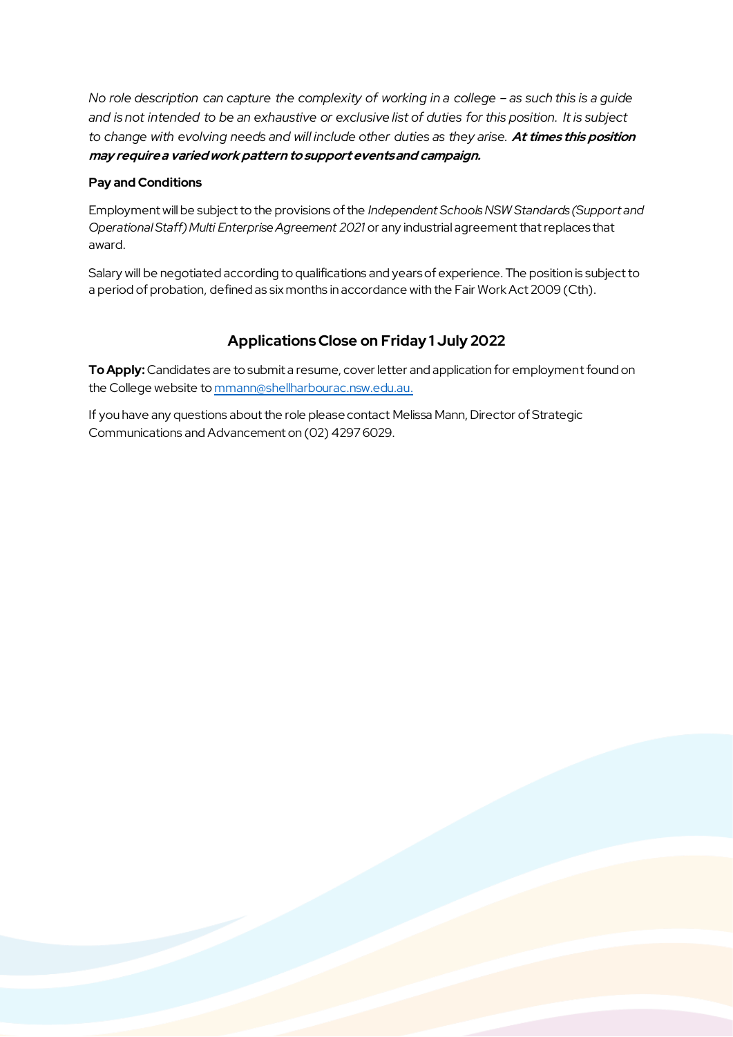*No role description can capture the complexity of working in a college – as such this is a guide and is not intended to be an exhaustive or exclusive list of duties for this position. It is subject to change with evolving needs and will include other duties as they arise.* ***At times this position may require a varied work pattern to support events and campaign.***

**Pay and Conditions**

Employment will be subject to the provisions of the *Independent Schools NSW Standards (Support and Operational Staff) Multi Enterprise Agreement 2021* or any industrial agreement that replaces that award.

Salary will be negotiated according to qualifications and years of experience. The position is subject to a period of probation, defined as six months in accordance with the Fair Work Act 2009 (Cth).

## Applications Close on Friday 1 July 2022

**To Apply:** Candidates are to submit a resume, cover letter and application for employment found on the College website to mmann@shellharbourac.nsw.edu.au.

If you have any questions about the role please contact Melissa Mann, Director of Strategic Communications and Advancement on (02) 4297 6029.